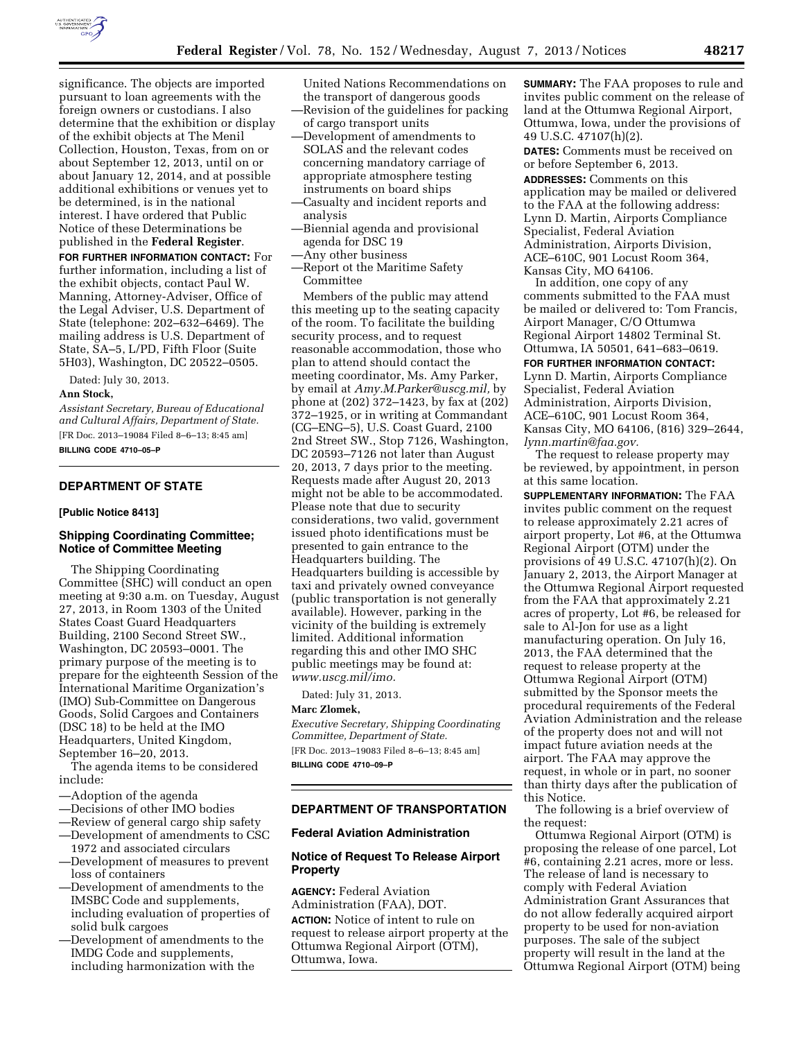significance. The objects are imported pursuant to loan agreements with the foreign owners or custodians. I also determine that the exhibition or display of the exhibit objects at The Menil Collection, Houston, Texas, from on or about September 12, 2013, until on or about January 12, 2014, and at possible additional exhibitions or venues yet to be determined, is in the national interest. I have ordered that Public Notice of these Determinations be published in the **Federal Register**.

**FOR FURTHER INFORMATION CONTACT:** For further information, including a list of the exhibit objects, contact Paul W. Manning, Attorney-Adviser, Office of the Legal Adviser, U.S. Department of State (telephone: 202–632–6469). The mailing address is U.S. Department of State, SA–5, L/PD, Fifth Floor (Suite 5H03), Washington, DC 20522–0505.

Dated: July 30, 2013.

**Ann Stock,**

*Assistant Secretary, Bureau of Educational and Cultural Affairs, Department of State.*

[FR Doc. 2013–19084 Filed 8–6–13; 8:45 am]

**BILLING CODE 4710–05–P**

## DEPARTMENT OF STATE

**[Public Notice 8413]**

### Shipping Coordinating Committee; Notice of Committee Meeting

The Shipping Coordinating Committee (SHC) will conduct an open meeting at 9:30 a.m. on Tuesday, August 27, 2013, in Room 1303 of the United States Coast Guard Headquarters Building, 2100 Second Street SW., Washington, DC 20593–0001. The primary purpose of the meeting is to prepare for the eighteenth Session of the International Maritime Organization's (IMO) Sub-Committee on Dangerous Goods, Solid Cargoes and Containers (DSC 18) to be held at the IMO Headquarters, United Kingdom, September 16–20, 2013.

The agenda items to be considered include:

—Adoption of the agenda
—Decisions of other IMO bodies
—Review of general cargo ship safety
—Development of amendments to CSC 1972 and associated circulars
—Development of measures to prevent loss of containers
—Development of amendments to the IMSBC Code and supplements, including evaluation of properties of solid bulk cargoes
—Development of amendments to the IMDG Code and supplements, including harmonization with the United Nations Recommendations on the transport of dangerous goods
—Revision of the guidelines for packing of cargo transport units
—Development of amendments to SOLAS and the relevant codes concerning mandatory carriage of appropriate atmosphere testing instruments on board ships
—Casualty and incident reports and analysis
—Biennial agenda and provisional agenda for DSC 19
—Any other business
—Report ot the Maritime Safety Committee

Members of the public may attend this meeting up to the seating capacity of the room. To facilitate the building security process, and to request reasonable accommodation, those who plan to attend should contact the meeting coordinator, Ms. Amy Parker, by email at *Amy.M.Parker@uscg.mil,* by phone at (202) 372–1423, by fax at (202) 372–1925, or in writing at Commandant (CG–ENG–5), U.S. Coast Guard, 2100 2nd Street SW., Stop 7126, Washington, DC 20593–7126 not later than August 20, 2013, 7 days prior to the meeting. Requests made after August 20, 2013 might not be able to be accommodated. Please note that due to security considerations, two valid, government issued photo identifications must be presented to gain entrance to the Headquarters building. The Headquarters building is accessible by taxi and privately owned conveyance (public transportation is not generally available). However, parking in the vicinity of the building is extremely limited. Additional information regarding this and other IMO SHC public meetings may be found at: *www.uscg.mil/imo.*

Dated: July 31, 2013.

**Marc Zlomek,**

*Executive Secretary, Shipping Coordinating Committee, Department of State.*

[FR Doc. 2013–19083 Filed 8–6–13; 8:45 am]

**BILLING CODE 4710–09–P**

## DEPARTMENT OF TRANSPORTATION

### Federal Aviation Administration

### Notice of Request To Release Airport Property

**AGENCY:** Federal Aviation Administration (FAA), DOT.

**ACTION:** Notice of intent to rule on request to release airport property at the Ottumwa Regional Airport (OTM), Ottumwa, Iowa.

**SUMMARY:** The FAA proposes to rule and invites public comment on the release of land at the Ottumwa Regional Airport, Ottumwa, Iowa, under the provisions of 49 U.S.C. 47107(h)(2).

**DATES:** Comments must be received on or before September 6, 2013.

**ADDRESSES:** Comments on this application may be mailed or delivered to the FAA at the following address: Lynn D. Martin, Airports Compliance Specialist, Federal Aviation Administration, Airports Division, ACE–610C, 901 Locust Room 364, Kansas City, MO 64106.

In addition, one copy of any comments submitted to the FAA must be mailed or delivered to: Tom Francis, Airport Manager, C/O Ottumwa Regional Airport 14802 Terminal St. Ottumwa, IA 50501, 641–683–0619.

**FOR FURTHER INFORMATION CONTACT:** Lynn D. Martin, Airports Compliance Specialist, Federal Aviation Administration, Airports Division, ACE–610C, 901 Locust Room 364, Kansas City, MO 64106, (816) 329–2644, *lynn.martin@faa.gov.*

The request to release property may be reviewed, by appointment, in person at this same location.

**SUPPLEMENTARY INFORMATION:** The FAA invites public comment on the request to release approximately 2.21 acres of airport property, Lot #6, at the Ottumwa Regional Airport (OTM) under the provisions of 49 U.S.C. 47107(h)(2). On January 2, 2013, the Airport Manager at the Ottumwa Regional Airport requested from the FAA that approximately 2.21 acres of property, Lot #6, be released for sale to Al-Jon for use as a light manufacturing operation. On July 16, 2013, the FAA determined that the request to release property at the Ottumwa Regional Airport (OTM) submitted by the Sponsor meets the procedural requirements of the Federal Aviation Administration and the release of the property does not and will not impact future aviation needs at the airport. The FAA may approve the request, in whole or in part, no sooner than thirty days after the publication of this Notice.

The following is a brief overview of the request:

Ottumwa Regional Airport (OTM) is proposing the release of one parcel, Lot #6, containing 2.21 acres, more or less. The release of land is necessary to comply with Federal Aviation Administration Grant Assurances that do not allow federally acquired airport property to be used for non-aviation purposes. The sale of the subject property will result in the land at the Ottumwa Regional Airport (OTM) being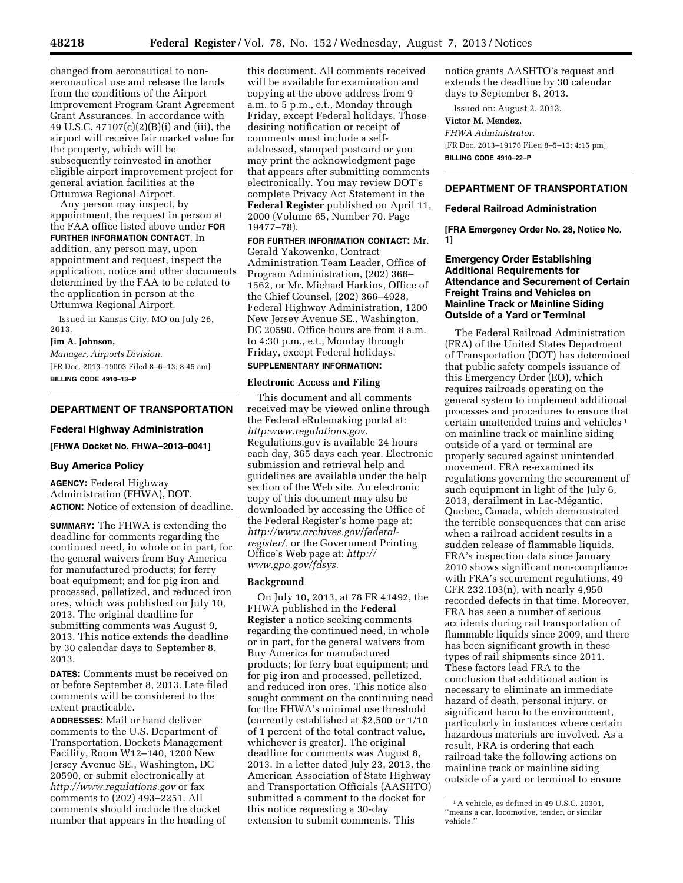changed from aeronautical to non-aeronautical use and release the lands from the conditions of the Airport Improvement Program Grant Agreement Grant Assurances. In accordance with 49 U.S.C. 47107(c)(2)(B)(i) and (iii), the airport will receive fair market value for the property, which will be subsequently reinvested in another eligible airport improvement project for general aviation facilities at the Ottumwa Regional Airport.

Any person may inspect, by appointment, the request in person at the FAA office listed above under **FOR FURTHER INFORMATION CONTACT**. In addition, any person may, upon appointment and request, inspect the application, notice and other documents determined by the FAA to be related to the application in person at the Ottumwa Regional Airport.

Issued in Kansas City, MO on July 26, 2013.

**Jim A. Johnson,**

*Manager, Airports Division.*

[FR Doc. 2013–19003 Filed 8–6–13; 8:45 am]

**BILLING CODE 4910–13–P**

## DEPARTMENT OF TRANSPORTATION

### Federal Highway Administration

**[FHWA Docket No. FHWA–2013–0041]**

### Buy America Policy

**AGENCY:** Federal Highway Administration (FHWA), DOT.

**ACTION:** Notice of extension of deadline.

**SUMMARY:** The FHWA is extending the deadline for comments regarding the continued need, in whole or in part, for the general waivers from Buy America for manufactured products; for ferry boat equipment; and for pig iron and processed, pelletized, and reduced iron ores, which was published on July 10, 2013. The original deadline for submitting comments was August 9, 2013. This notice extends the deadline by 30 calendar days to September 8, 2013.

**DATES:** Comments must be received on or before September 8, 2013. Late filed comments will be considered to the extent practicable.

**ADDRESSES:** Mail or hand deliver comments to the U.S. Department of Transportation, Dockets Management Facility, Room W12–140, 1200 New Jersey Avenue SE., Washington, DC 20590, or submit electronically at *http://www.regulations.gov* or fax comments to (202) 493–2251. All comments should include the docket number that appears in the heading of this document. All comments received will be available for examination and copying at the above address from 9 a.m. to 5 p.m., e.t., Monday through Friday, except Federal holidays. Those desiring notification or receipt of comments must include a self-addressed, stamped postcard or you may print the acknowledgment page that appears after submitting comments electronically. You may review DOT's complete Privacy Act Statement in the **Federal Register** published on April 11, 2000 (Volume 65, Number 70, Page 19477–78).

**FOR FURTHER INFORMATION CONTACT:** Mr. Gerald Yakowenko, Contract Administration Team Leader, Office of Program Administration, (202) 366–1562, or Mr. Michael Harkins, Office of the Chief Counsel, (202) 366–4928, Federal Highway Administration, 1200 New Jersey Avenue SE., Washington, DC 20590. Office hours are from 8 a.m. to 4:30 p.m., e.t., Monday through Friday, except Federal holidays.

**SUPPLEMENTARY INFORMATION:**

#### Electronic Access and Filing

This document and all comments received may be viewed online through the Federal eRulemaking portal at: *http:www.regulations.gov.* Regulations.gov is available 24 hours each day, 365 days each year. Electronic submission and retrieval help and guidelines are available under the help section of the Web site. An electronic copy of this document may also be downloaded by accessing the Office of the Federal Register's home page at: *http://www.archives.gov/federal-register/,* or the Government Printing Office's Web page at: *http://www.gpo.gov/fdsys.*

#### Background

On July 10, 2013, at 78 FR 41492, the FHWA published in the **Federal Register** a notice seeking comments regarding the continued need, in whole or in part, for the general waivers from Buy America for manufactured products; for ferry boat equipment; and for pig iron and processed, pelletized, and reduced iron ores. This notice also sought comment on the continuing need for the FHWA's minimal use threshold (currently established at $2,500 or 1/10 of 1 percent of the total contract value, whichever is greater). The original deadline for comments was August 8, 2013. In a letter dated July 23, 2013, the American Association of State Highway and Transportation Officials (AASHTO) submitted a comment to the docket for this notice requesting a 30-day extension to submit comments. This notice grants AASHTO's request and extends the deadline by 30 calendar days to September 8, 2013.

Issued on: August 2, 2013.

**Victor M. Mendez,**

*FHWA Administrator.*

[FR Doc. 2013–19176 Filed 8–5–13; 4:15 pm]

**BILLING CODE 4910–22–P**

## DEPARTMENT OF TRANSPORTATION

### Federal Railroad Administration

**[FRA Emergency Order No. 28, Notice No. 1]**

### Emergency Order Establishing Additional Requirements for Attendance and Securement of Certain Freight Trains and Vehicles on Mainline Track or Mainline Siding Outside of a Yard or Terminal

The Federal Railroad Administration (FRA) of the United States Department of Transportation (DOT) has determined that public safety compels issuance of this Emergency Order (EO), which requires railroads operating on the general system to implement additional processes and procedures to ensure that certain unattended trains and vehicles [1] on mainline track or mainline siding outside of a yard or terminal are properly secured against unintended movement. FRA re-examined its regulations governing the securement of such equipment in light of the July 6, 2013, derailment in Lac-Mégantic, Quebec, Canada, which demonstrated the terrible consequences that can arise when a railroad accident results in a sudden release of flammable liquids. FRA's inspection data since January 2010 shows significant non-compliance with FRA's securement regulations, 49 CFR 232.103(n), with nearly 4,950 recorded defects in that time. Moreover, FRA has seen a number of serious accidents during rail transportation of flammable liquids since 2009, and there has been significant growth in these types of rail shipments since 2011. These factors lead FRA to the conclusion that additional action is necessary to eliminate an immediate hazard of death, personal injury, or significant harm to the environment, particularly in instances where certain hazardous materials are involved. As a result, FRA is ordering that each railroad take the following actions on mainline track or mainline siding outside of a yard or terminal to ensure

[1] A vehicle, as defined in 49 U.S.C. 20301, ''means a car, locomotive, tender, or similar vehicle.''